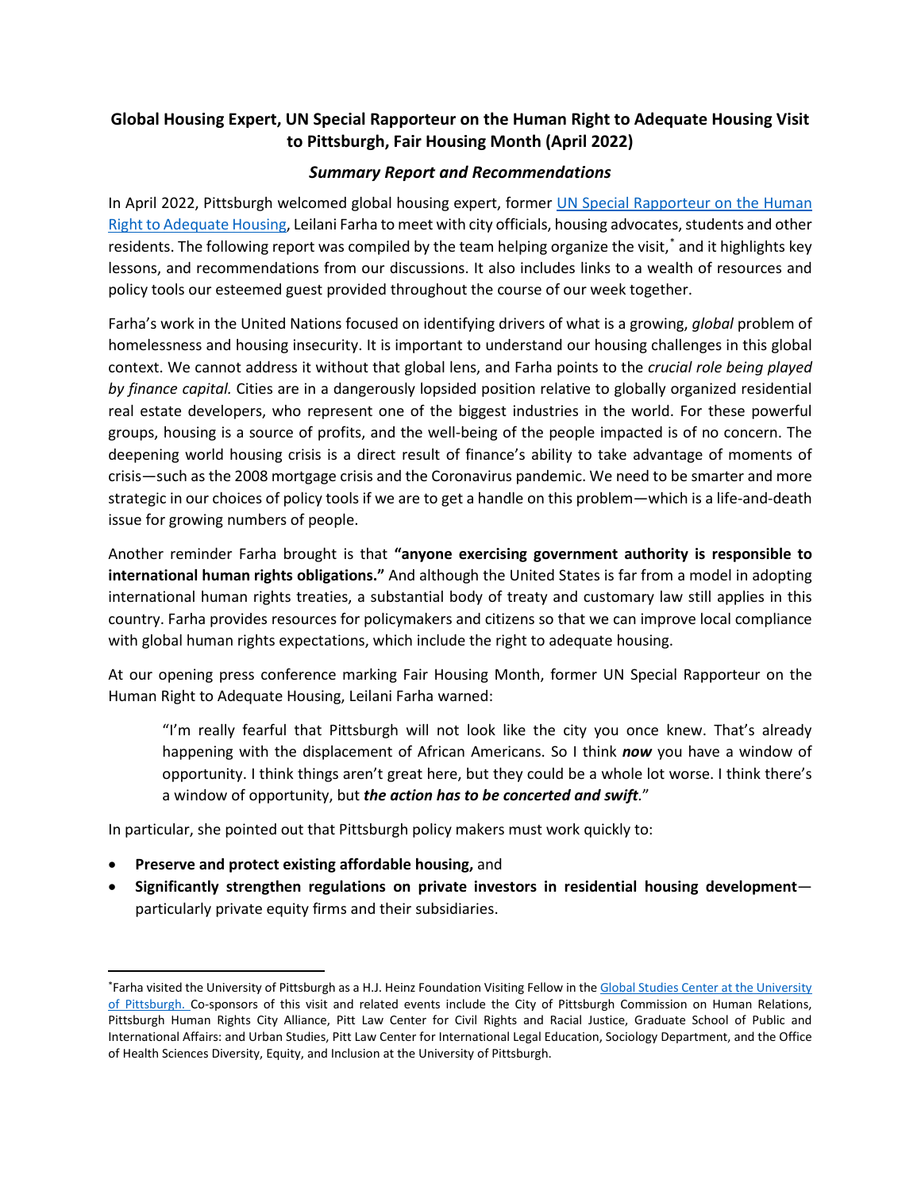# Global Housing Expert, UN Special Rapporteur on the Human Right to Adequate Housing Visit to Pittsburgh, Fair Housing Month (April 2022)

## *Summary Report and Recommendations*

In April 2022, Pittsburgh welcomed global housing expert, former [UN Special Rapporteur on the Human Right to Adequate Housing](), Leilani Farha to meet with city officials, housing advocates, students and other residents. The following report was compiled by the team helping organize the visit,* and it highlights key lessons, and recommendations from our discussions. It also includes links to a wealth of resources and policy tools our esteemed guest provided throughout the course of our week together.

Farha's work in the United Nations focused on identifying drivers of what is a growing, *global* problem of homelessness and housing insecurity. It is important to understand our housing challenges in this global context. We cannot address it without that global lens, and Farha points to the *crucial role being played by finance capital.* Cities are in a dangerously lopsided position relative to globally organized residential real estate developers, who represent one of the biggest industries in the world. For these powerful groups, housing is a source of profits, and the well-being of the people impacted is of no concern. The deepening world housing crisis is a direct result of finance's ability to take advantage of moments of crisis—such as the 2008 mortgage crisis and the Coronavirus pandemic. We need to be smarter and more strategic in our choices of policy tools if we are to get a handle on this problem—which is a life-and-death issue for growing numbers of people.

Another reminder Farha brought is that **"anyone exercising government authority is responsible to international human rights obligations."** And although the United States is far from a model in adopting international human rights treaties, a substantial body of treaty and customary law still applies in this country. Farha provides resources for policymakers and citizens so that we can improve local compliance with global human rights expectations, which include the right to adequate housing.

At our opening press conference marking Fair Housing Month, former UN Special Rapporteur on the Human Right to Adequate Housing, Leilani Farha warned:

> "I'm really fearful that Pittsburgh will not look like the city you once knew. That's already happening with the displacement of African Americans. So I think ***now*** you have a window of opportunity. I think things aren't great here, but they could be a whole lot worse. I think there's a window of opportunity, but ***the action has to be concerted and swift.***"

In particular, she pointed out that Pittsburgh policy makers must work quickly to:

- **Preserve and protect existing affordable housing,** and
- **Significantly strengthen regulations on private investors in residential housing development**—particularly private equity firms and their subsidiaries.

---

*Farha visited the University of Pittsburgh as a H.J. Heinz Foundation Visiting Fellow in the [Global Studies Center at the University of Pittsburgh.]() Co-sponsors of this visit and related events include the City of Pittsburgh Commission on Human Relations, Pittsburgh Human Rights City Alliance, Pitt Law Center for Civil Rights and Racial Justice, Graduate School of Public and International Affairs: and Urban Studies, Pitt Law Center for International Legal Education, Sociology Department, and the Office of Health Sciences Diversity, Equity, and Inclusion at the University of Pittsburgh.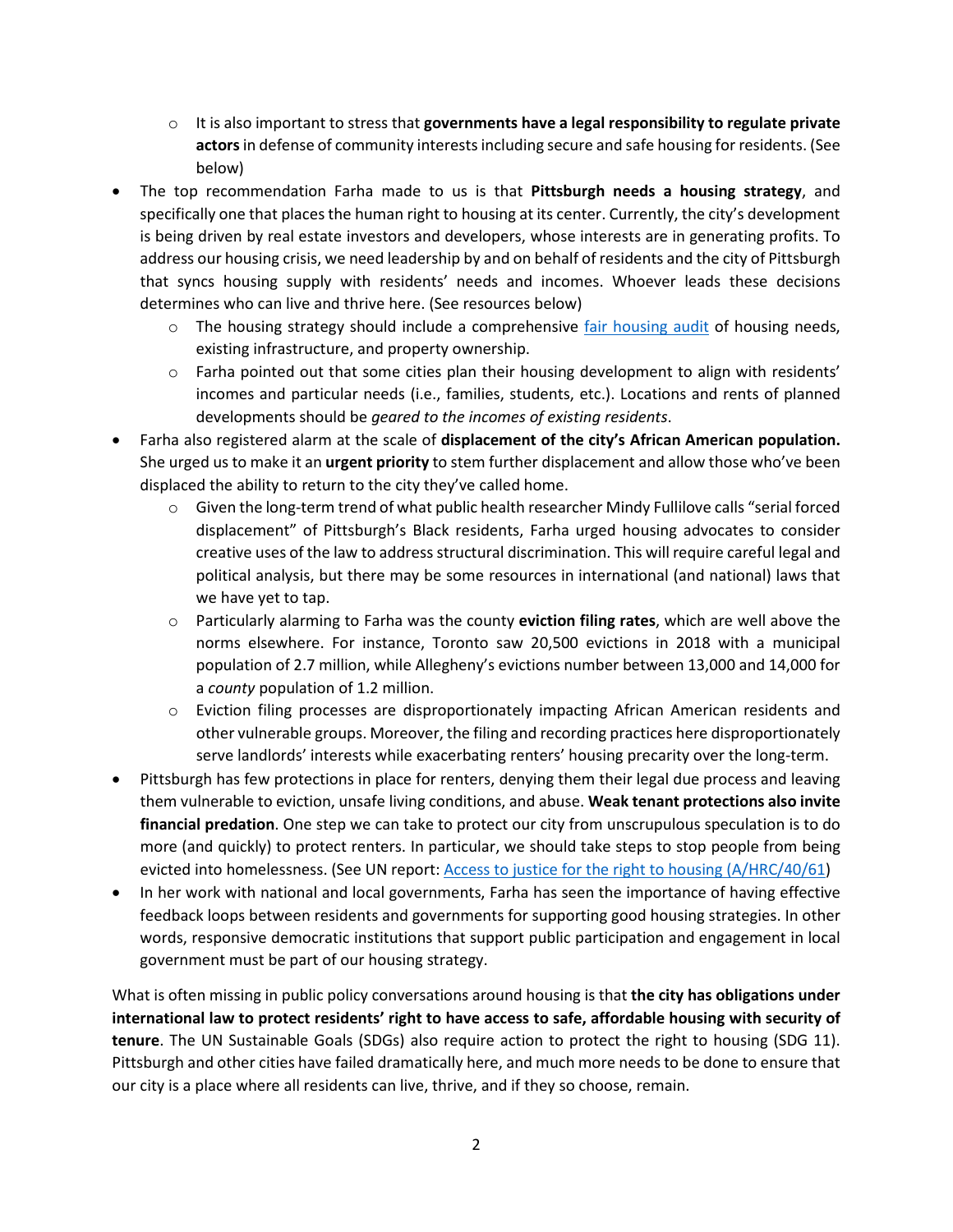- It is also important to stress that **governments have a legal responsibility to regulate private actors** in defense of community interests including secure and safe housing for residents. (See below)
- The top recommendation Farha made to us is that **Pittsburgh needs a housing strategy**, and specifically one that places the human right to housing at its center. Currently, the city's development is being driven by real estate investors and developers, whose interests are in generating profits. To address our housing crisis, we need leadership by and on behalf of residents and the city of Pittsburgh that syncs housing supply with residents' needs and incomes. Whoever leads these decisions determines who can live and thrive here. (See resources below)
  - The housing strategy should include a comprehensive [fair housing audit]() of housing needs, existing infrastructure, and property ownership.
  - Farha pointed out that some cities plan their housing development to align with residents' incomes and particular needs (i.e., families, students, etc.). Locations and rents of planned developments should be *geared to the incomes of existing residents*.
- Farha also registered alarm at the scale of **displacement of the city's African American population.** She urged us to make it an **urgent priority** to stem further displacement and allow those who've been displaced the ability to return to the city they've called home.
  - Given the long-term trend of what public health researcher Mindy Fullilove calls "serial forced displacement" of Pittsburgh's Black residents, Farha urged housing advocates to consider creative uses of the law to address structural discrimination. This will require careful legal and political analysis, but there may be some resources in international (and national) laws that we have yet to tap.
  - Particularly alarming to Farha was the county **eviction filing rates**, which are well above the norms elsewhere. For instance, Toronto saw 20,500 evictions in 2018 with a municipal population of 2.7 million, while Allegheny's evictions number between 13,000 and 14,000 for a *county* population of 1.2 million.
  - Eviction filing processes are disproportionately impacting African American residents and other vulnerable groups. Moreover, the filing and recording practices here disproportionately serve landlords' interests while exacerbating renters' housing precarity over the long-term.
- Pittsburgh has few protections in place for renters, denying them their legal due process and leaving them vulnerable to eviction, unsafe living conditions, and abuse. **Weak tenant protections also invite financial predation**. One step we can take to protect our city from unscrupulous speculation is to do more (and quickly) to protect renters. In particular, we should take steps to stop people from being evicted into homelessness. (See UN report: [Access to justice for the right to housing (A/HRC/40/61)]())
- In her work with national and local governments, Farha has seen the importance of having effective feedback loops between residents and governments for supporting good housing strategies. In other words, responsive democratic institutions that support public participation and engagement in local government must be part of our housing strategy.

What is often missing in public policy conversations around housing is that **the city has obligations under international law to protect residents' right to have access to safe, affordable housing with security of tenure**. The UN Sustainable Goals (SDGs) also require action to protect the right to housing (SDG 11). Pittsburgh and other cities have failed dramatically here, and much more needs to be done to ensure that our city is a place where all residents can live, thrive, and if they so choose, remain.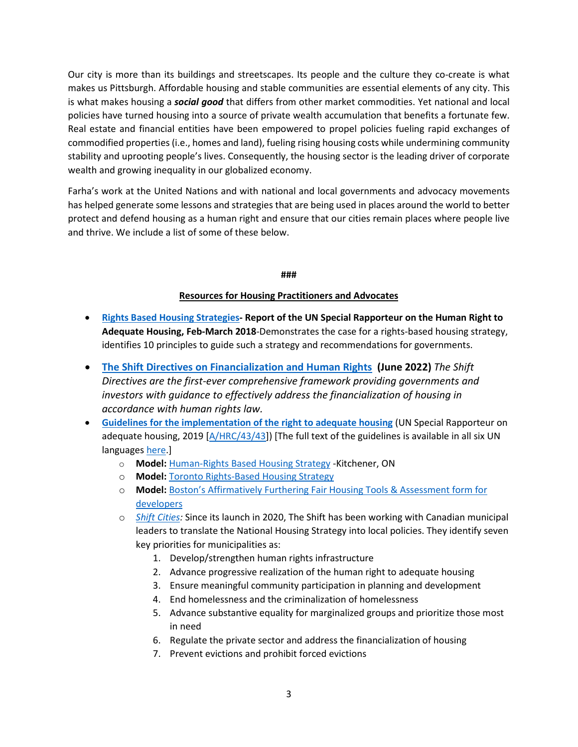Our city is more than its buildings and streetscapes. Its people and the culture they co-create is what makes us Pittsburgh. Affordable housing and stable communities are essential elements of any city. This is what makes housing a ***social good*** that differs from other market commodities. Yet national and local policies have turned housing into a source of private wealth accumulation that benefits a fortunate few. Real estate and financial entities have been empowered to propel policies fueling rapid exchanges of commodified properties (i.e., homes and land), fueling rising housing costs while undermining community stability and uprooting people's lives. Consequently, the housing sector is the leading driver of corporate wealth and growing inequality in our globalized economy.

Farha's work at the United Nations and with national and local governments and advocacy movements has helped generate some lessons and strategies that are being used in places around the world to better protect and defend housing as a human right and ensure that our cities remain places where people live and thrive. We include a list of some of these below.

###

**Resources for Housing Practitioners and Advocates**

- **Rights Based Housing Strategies- Report of the UN Special Rapporteur on the Human Right to Adequate Housing, Feb-March 2018**-Demonstrates the case for a rights-based housing strategy, identifies 10 principles to guide such a strategy and recommendations for governments.
- **The Shift Directives on Financialization and Human Rights (June 2022)** *The Shift Directives are the first-ever comprehensive framework providing governments and investors with guidance to effectively address the financialization of housing in accordance with human rights law.*
- **Guidelines for the implementation of the right to adequate housing** (UN Special Rapporteur on adequate housing, 2019 [A/HRC/43/43]) [The full text of the guidelines is available in all six UN languages here.]
  - **Model:** Human-Rights Based Housing Strategy -Kitchener, ON
  - **Model:** Toronto Rights-Based Housing Strategy
  - **Model:** Boston's Affirmatively Furthering Fair Housing Tools & Assessment form for developers
  - *Shift Cities:* Since its launch in 2020, The Shift has been working with Canadian municipal leaders to translate the National Housing Strategy into local policies. They identify seven key priorities for municipalities as:
    1. Develop/strengthen human rights infrastructure
    2. Advance progressive realization of the human right to adequate housing
    3. Ensure meaningful community participation in planning and development
    4. End homelessness and the criminalization of homelessness
    5. Advance substantive equality for marginalized groups and prioritize those most in need
    6. Regulate the private sector and address the financialization of housing
    7. Prevent evictions and prohibit forced evictions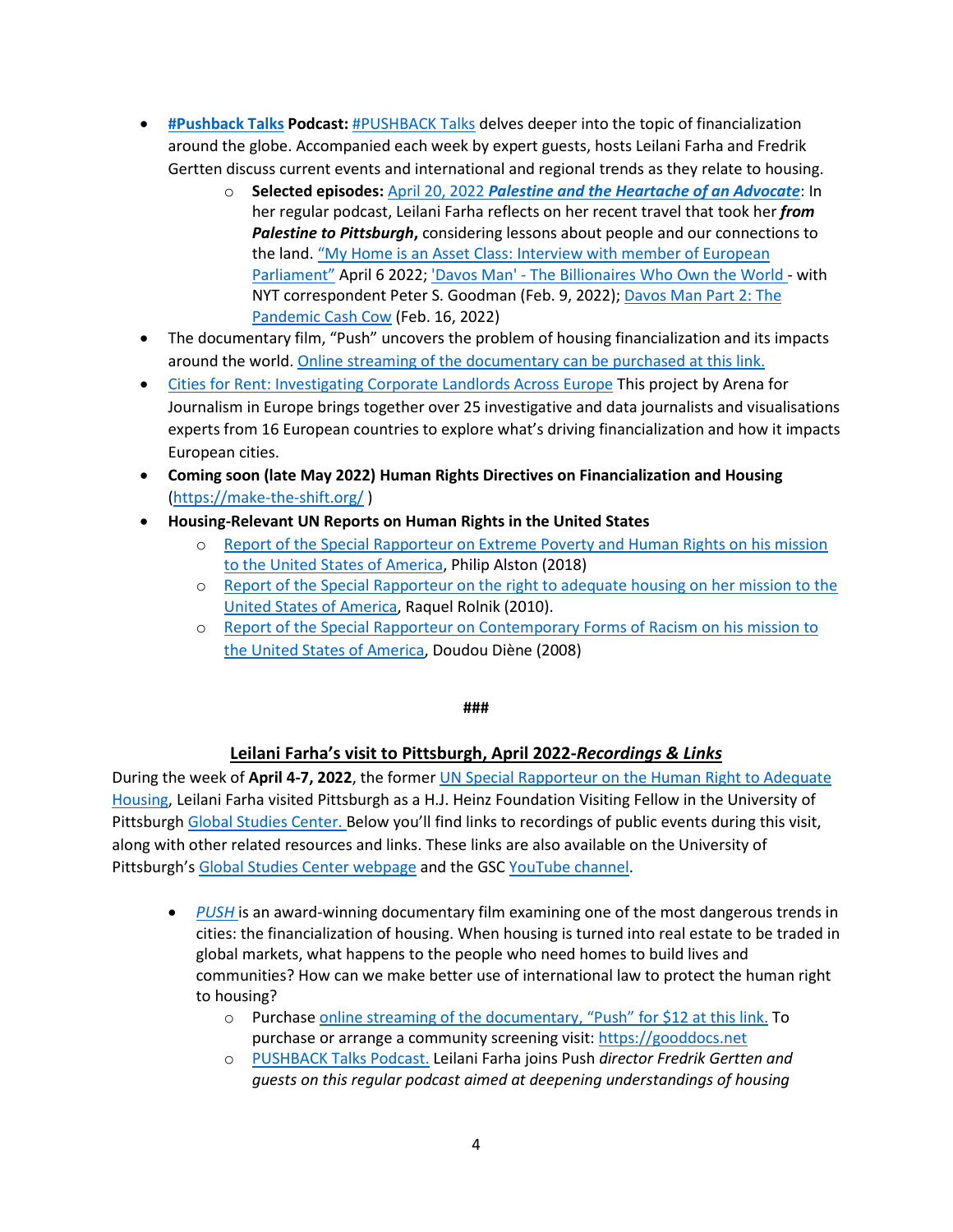- **#Pushback Talks Podcast:** #PUSHBACK Talks delves deeper into the topic of financialization around the globe. Accompanied each week by expert guests, hosts Leilani Farha and Fredrik Gertten discuss current events and international and regional trends as they relate to housing.
    - **Selected episodes:** April 20, 2022 ***Palestine and the Heartache of an Advocate***: In her regular podcast, Leilani Farha reflects on her recent travel that took her ***from Palestine to Pittsburgh***, considering lessons about people and our connections to the land. "My Home is an Asset Class: Interview with member of European Parliament" April 6 2022; 'Davos Man' - The Billionaires Who Own the World - with NYT correspondent Peter S. Goodman (Feb. 9, 2022); Davos Man Part 2: The Pandemic Cash Cow (Feb. 16, 2022)
- The documentary film, "Push" uncovers the problem of housing financialization and its impacts around the world. Online streaming of the documentary can be purchased at this link.
- Cities for Rent: Investigating Corporate Landlords Across Europe This project by Arena for Journalism in Europe brings together over 25 investigative and data journalists and visualisations experts from 16 European countries to explore what's driving financialization and how it impacts European cities.
- **Coming soon (late May 2022) Human Rights Directives on Financialization and Housing** (https://make-the-shift.org/ )
- **Housing-Relevant UN Reports on Human Rights in the United States**
    - Report of the Special Rapporteur on Extreme Poverty and Human Rights on his mission to the United States of America, Philip Alston (2018)
    - Report of the Special Rapporteur on the right to adequate housing on her mission to the United States of America, Raquel Rolnik (2010).
    - Report of the Special Rapporteur on Contemporary Forms of Racism on his mission to the United States of America, Doudou Diène (2008)

###

## Leilani Farha's visit to Pittsburgh, April 2022-*Recordings & Links*

During the week of **April 4-7, 2022**, the former UN Special Rapporteur on the Human Right to Adequate Housing, Leilani Farha visited Pittsburgh as a H.J. Heinz Foundation Visiting Fellow in the University of Pittsburgh Global Studies Center. Below you'll find links to recordings of public events during this visit, along with other related resources and links. These links are also available on the University of Pittsburgh's Global Studies Center webpage and the GSC YouTube channel.

- *PUSH* is an award-winning documentary film examining one of the most dangerous trends in cities: the financialization of housing. When housing is turned into real estate to be traded in global markets, what happens to the people who need homes to build lives and communities? How can we make better use of international law to protect the human right to housing?
    - Purchase online streaming of the documentary, "Push" for $12 at this link. To purchase or arrange a community screening visit: https://gooddocs.net
    - PUSHBACK Talks Podcast. Leilani Farha joins Push *director Fredrik Gertten and guests on this regular podcast aimed at deepening understandings of housing*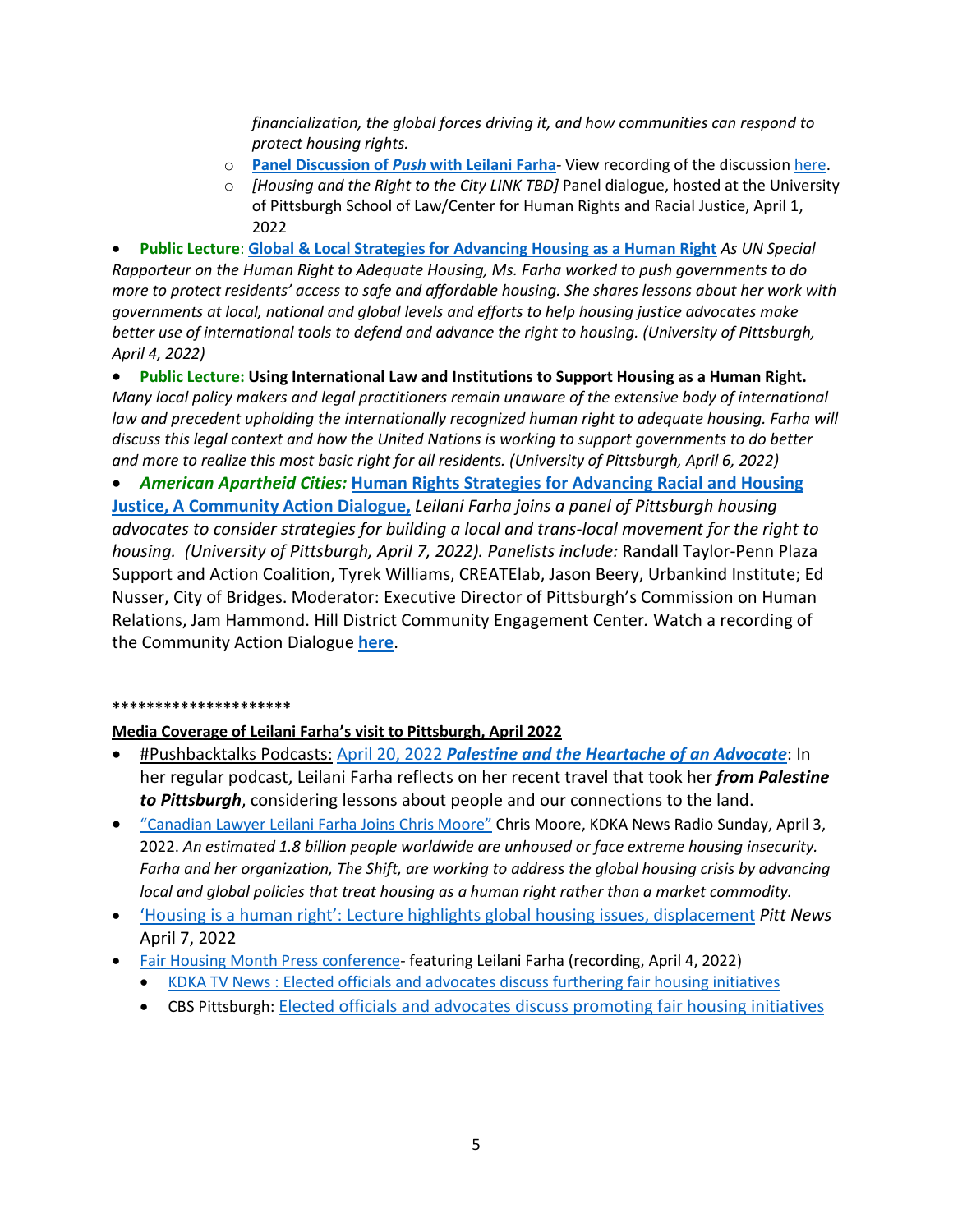*financialization, the global forces driving it, and how communities can respond to protect housing rights.*

- **Panel Discussion of *Push* with Leilani Farha**- View recording of the discussion here.
- *[Housing and the Right to the City LINK TBD]* Panel dialogue, hosted at the University of Pittsburgh School of Law/Center for Human Rights and Racial Justice, April 1, 2022

- **Public Lecture**: **Global & Local Strategies for Advancing Housing as a Human Right** *As UN Special Rapporteur on the Human Right to Adequate Housing, Ms. Farha worked to push governments to do more to protect residents' access to safe and affordable housing. She shares lessons about her work with governments at local, national and global levels and efforts to help housing justice advocates make better use of international tools to defend and advance the right to housing. (University of Pittsburgh, April 4, 2022)*
- **Public Lecture: Using International Law and Institutions to Support Housing as a Human Right.** *Many local policy makers and legal practitioners remain unaware of the extensive body of international law and precedent upholding the internationally recognized human right to adequate housing. Farha will discuss this legal context and how the United Nations is working to support governments to do better and more to realize this most basic right for all residents. (University of Pittsburgh, April 6, 2022)*
- ***American Apartheid Cities:*** **Human Rights Strategies for Advancing Racial and Housing Justice, A Community Action Dialogue,** *Leilani Farha joins a panel of Pittsburgh housing advocates to consider strategies for building a local and trans-local movement for the right to housing. (University of Pittsburgh, April 7, 2022). Panelists include:* Randall Taylor-Penn Plaza Support and Action Coalition, Tyrek Williams, CREATElab, Jason Beery, Urbankind Institute; Ed Nusser, City of Bridges. Moderator: Executive Director of Pittsburgh's Commission on Human Relations, Jam Hammond. Hill District Community Engagement Center. Watch a recording of the Community Action Dialogue **here**.

**********************

**Media Coverage of Leilani Farha's visit to Pittsburgh, April 2022**

- #Pushbacktalks Podcasts: April 20, 2022 ***Palestine and the Heartache of an Advocate***: In her regular podcast, Leilani Farha reflects on her recent travel that took her ***from Palestine to Pittsburgh***, considering lessons about people and our connections to the land.
- "Canadian Lawyer Leilani Farha Joins Chris Moore" Chris Moore, KDKA News Radio Sunday, April 3, 2022. *An estimated 1.8 billion people worldwide are unhoused or face extreme housing insecurity. Farha and her organization, The Shift, are working to address the global housing crisis by advancing local and global policies that treat housing as a human right rather than a market commodity.*
- 'Housing is a human right': Lecture highlights global housing issues, displacement *Pitt News* April 7, 2022
- Fair Housing Month Press conference- featuring Leilani Farha (recording, April 4, 2022)
  - KDKA TV News : Elected officials and advocates discuss furthering fair housing initiatives
  - CBS Pittsburgh: Elected officials and advocates discuss promoting fair housing initiatives